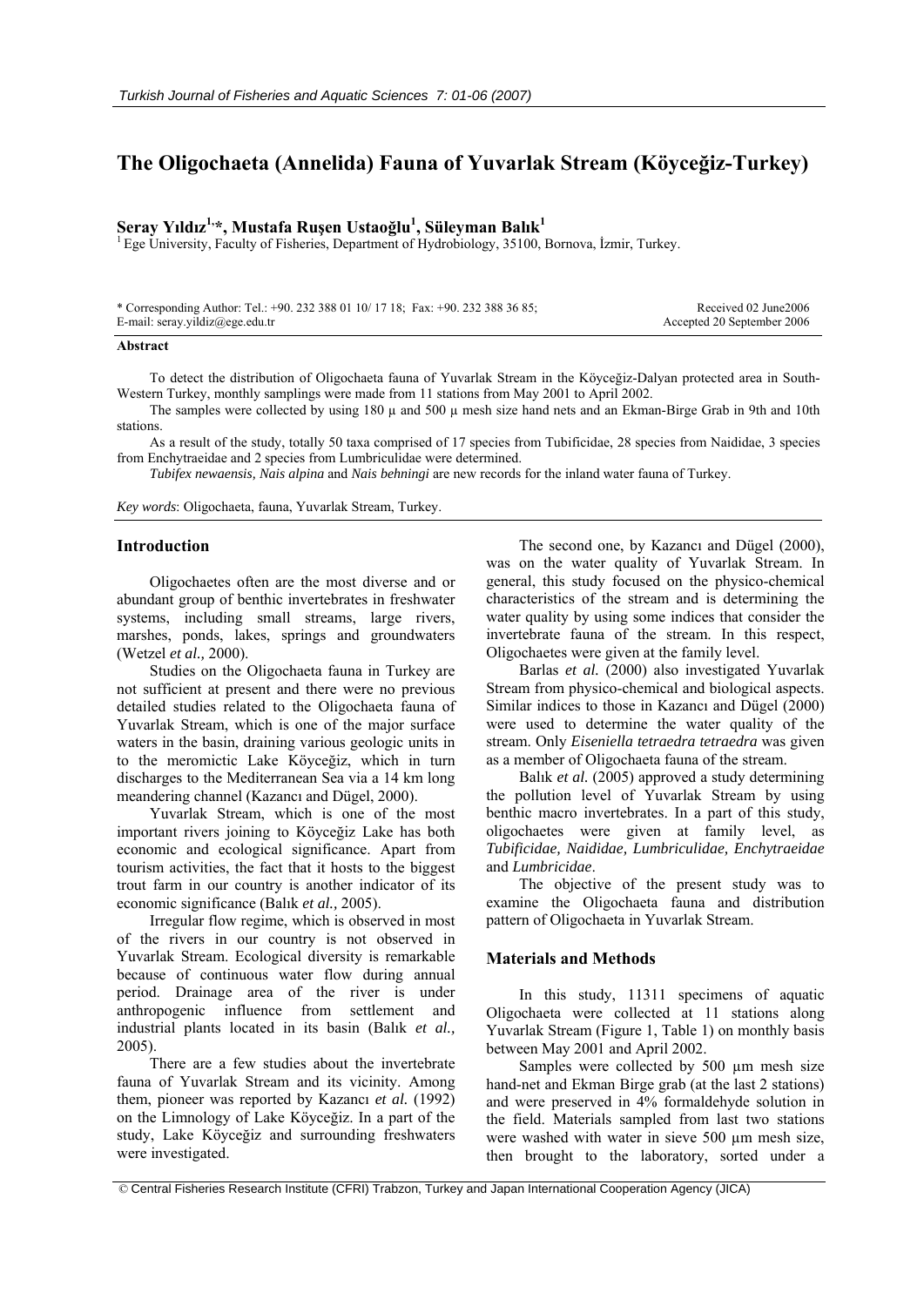# The Oligochaeta (Annelida) Fauna of Yuvarlak Stream (Köyceğiz-Turkey)

**Seray Yıldız[1,*], Mustafa Ruşen Ustaoğlu[1], Süleyman Balık[1]**

[1] Ege University, Faculty of Fisheries, Department of Hydrobiology, 35100, Bornova, İzmir, Turkey.

\* Corresponding Author: Tel.: +90. 232 388 01 10/ 17 18; Fax: +90. 232 388 36 85; E-mail: seray.yildiz@ege.edu.tr

Received 02 June2006
Accepted 20 September 2006

### Abstract

To detect the distribution of Oligochaeta fauna of Yuvarlak Stream in the Köyceğiz-Dalyan protected area in South-Western Turkey, monthly samplings were made from 11 stations from May 2001 to April 2002.

The samples were collected by using 180 µ and 500 µ mesh size hand nets and an Ekman-Birge Grab in 9th and 10th stations.

As a result of the study, totally 50 taxa comprised of 17 species from Tubificidae, 28 species from Naididae, 3 species from Enchytraeidae and 2 species from Lumbriculidae were determined.

*Tubifex newaensis, Nais alpina* and *Nais behningi* are new records for the inland water fauna of Turkey.

*Key words*: Oligochaeta, fauna, Yuvarlak Stream, Turkey.

## Introduction

Oligochaetes often are the most diverse and or abundant group of benthic invertebrates in freshwater systems, including small streams, large rivers, marshes, ponds, lakes, springs and groundwaters (Wetzel *et al.,* 2000).

Studies on the Oligochaeta fauna in Turkey are not sufficient at present and there were no previous detailed studies related to the Oligochaeta fauna of Yuvarlak Stream, which is one of the major surface waters in the basin, draining various geologic units in to the meromictic Lake Köyceğiz, which in turn discharges to the Mediterranean Sea via a 14 km long meandering channel (Kazancı and Dügel, 2000).

Yuvarlak Stream, which is one of the most important rivers joining to Köyceğiz Lake has both economic and ecological significance. Apart from tourism activities, the fact that it hosts to the biggest trout farm in our country is another indicator of its economic significance (Balık *et al.,* 2005).

Irregular flow regime, which is observed in most of the rivers in our country is not observed in Yuvarlak Stream. Ecological diversity is remarkable because of continuous water flow during annual period. Drainage area of the river is under anthropogenic influence from settlement and industrial plants located in its basin (Balık *et al.,* 2005).

There are a few studies about the invertebrate fauna of Yuvarlak Stream and its vicinity. Among them, pioneer was reported by Kazancı *et al.* (1992) on the Limnology of Lake Köyceğiz. In a part of the study, Lake Köyceğiz and surrounding freshwaters were investigated.

The second one, by Kazancı and Dügel (2000), was on the water quality of Yuvarlak Stream. In general, this study focused on the physico-chemical characteristics of the stream and is determining the water quality by using some indices that consider the invertebrate fauna of the stream. In this respect, Oligochaetes were given at the family level.

Barlas *et al.* (2000) also investigated Yuvarlak Stream from physico-chemical and biological aspects. Similar indices to those in Kazancı and Dügel (2000) were used to determine the water quality of the stream. Only *Eiseniella tetraedra tetraedra* was given as a member of Oligochaeta fauna of the stream.

Balık *et al.* (2005) approved a study determining the pollution level of Yuvarlak Stream by using benthic macro invertebrates. In a part of this study, oligochaetes were given at family level, as *Tubificidae, Naididae, Lumbriculidae, Enchytraeidae* and *Lumbricidae*.

The objective of the present study was to examine the Oligochaeta fauna and distribution pattern of Oligochaeta in Yuvarlak Stream.

## Materials and Methods

In this study, 11311 specimens of aquatic Oligochaeta were collected at 11 stations along Yuvarlak Stream (Figure 1, Table 1) on monthly basis between May 2001 and April 2002.

Samples were collected by 500 µm mesh size hand-net and Ekman Birge grab (at the last 2 stations) and were preserved in 4% formaldehyde solution in the field. Materials sampled from last two stations were washed with water in sieve 500 µm mesh size, then brought to the laboratory, sorted under a

© Central Fisheries Research Institute (CFRI) Trabzon, Turkey and Japan International Cooperation Agency (JICA)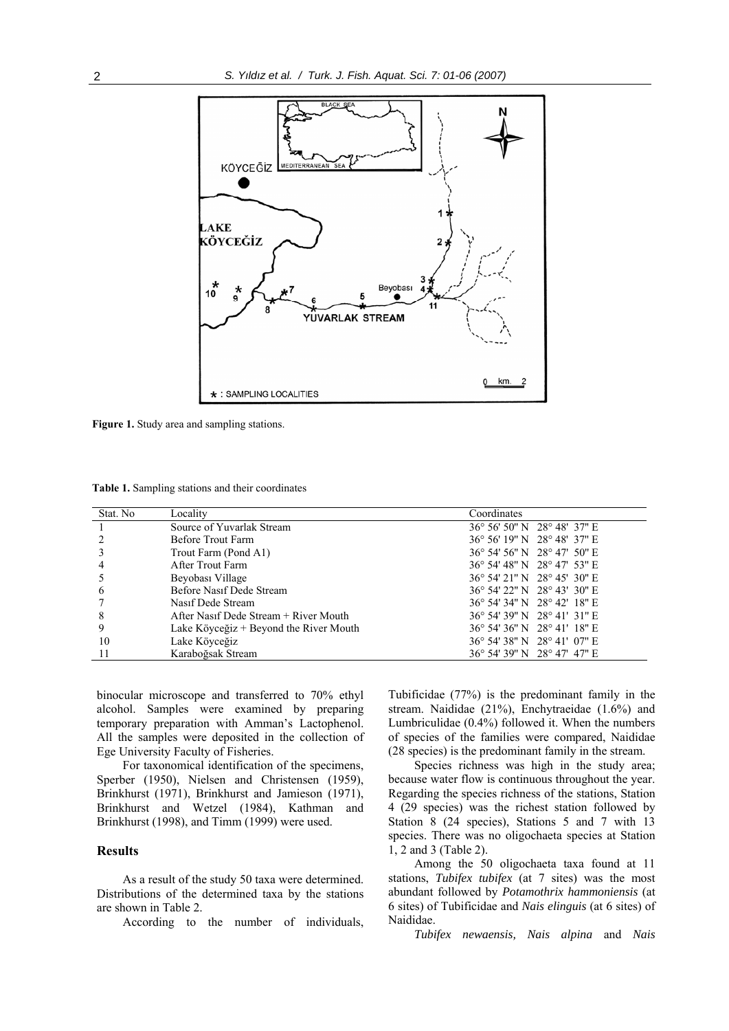**Figure 1.** Study area and sampling stations.

**Table 1.** Sampling stations and their coordinates

| Stat. No | Locality | Coordinates |
|---|---|---|
| 1 | Source of Yuvarlak Stream | 36° 56' 50" N 28° 48' 37" E |
| 2 | Before Trout Farm | 36° 56' 19" N 28° 48' 37" E |
| 3 | Trout Farm (Pond A1) | 36° 54' 56" N 28° 47' 50" E |
| 4 | After Trout Farm | 36° 54' 48" N 28° 47' 53" E |
| 5 | Beyobası Village | 36° 54' 21" N 28° 45' 30" E |
| 6 | Before Nasıf Dede Stream | 36° 54' 22" N 28° 43' 30" E |
| 7 | Nasıf Dede Stream | 36° 54' 34" N 28° 42' 18" E |
| 8 | After Nasıf Dede Stream + River Mouth | 36° 54' 39" N 28° 41' 31" E |
| 9 | Lake Köyceğiz + Beyond the River Mouth | 36° 54' 36" N 28° 41' 18" E |
| 10 | Lake Köyceğiz | 36° 54' 38" N 28° 41' 07" E |
| 11 | Karaboğsak Stream | 36° 54' 39" N 28° 47' 47" E |

binocular microscope and transferred to 70% ethyl alcohol. Samples were examined by preparing temporary preparation with Amman's Lactophenol. All the samples were deposited in the collection of Ege University Faculty of Fisheries.

For taxonomical identification of the specimens, Sperber (1950), Nielsen and Christensen (1959), Brinkhurst (1971), Brinkhurst and Jamieson (1971), Brinkhurst and Wetzel (1984), Kathman and Brinkhurst (1998), and Timm (1999) were used.

## Results

As a result of the study 50 taxa were determined. Distributions of the determined taxa by the stations are shown in Table 2.

According to the number of individuals, Tubificidae (77%) is the predominant family in the stream. Naididae (21%), Enchytraeidae (1.6%) and Lumbriculidae (0.4%) followed it. When the numbers of species of the families were compared, Naididae (28 species) is the predominant family in the stream.

Species richness was high in the study area; because water flow is continuous throughout the year. Regarding the species richness of the stations, Station 4 (29 species) was the richest station followed by Station 8 (24 species), Stations 5 and 7 with 13 species. There was no oligochaeta species at Station 1, 2 and 3 (Table 2).

Among the 50 oligochaeta taxa found at 11 stations, *Tubifex tubifex* (at 7 sites) was the most abundant followed by *Potamothrix hammoniensis* (at 6 sites) of Tubificidae and *Nais elinguis* (at 6 sites) of Naididae.

*Tubifex newaensis, Nais alpina* and *Nais*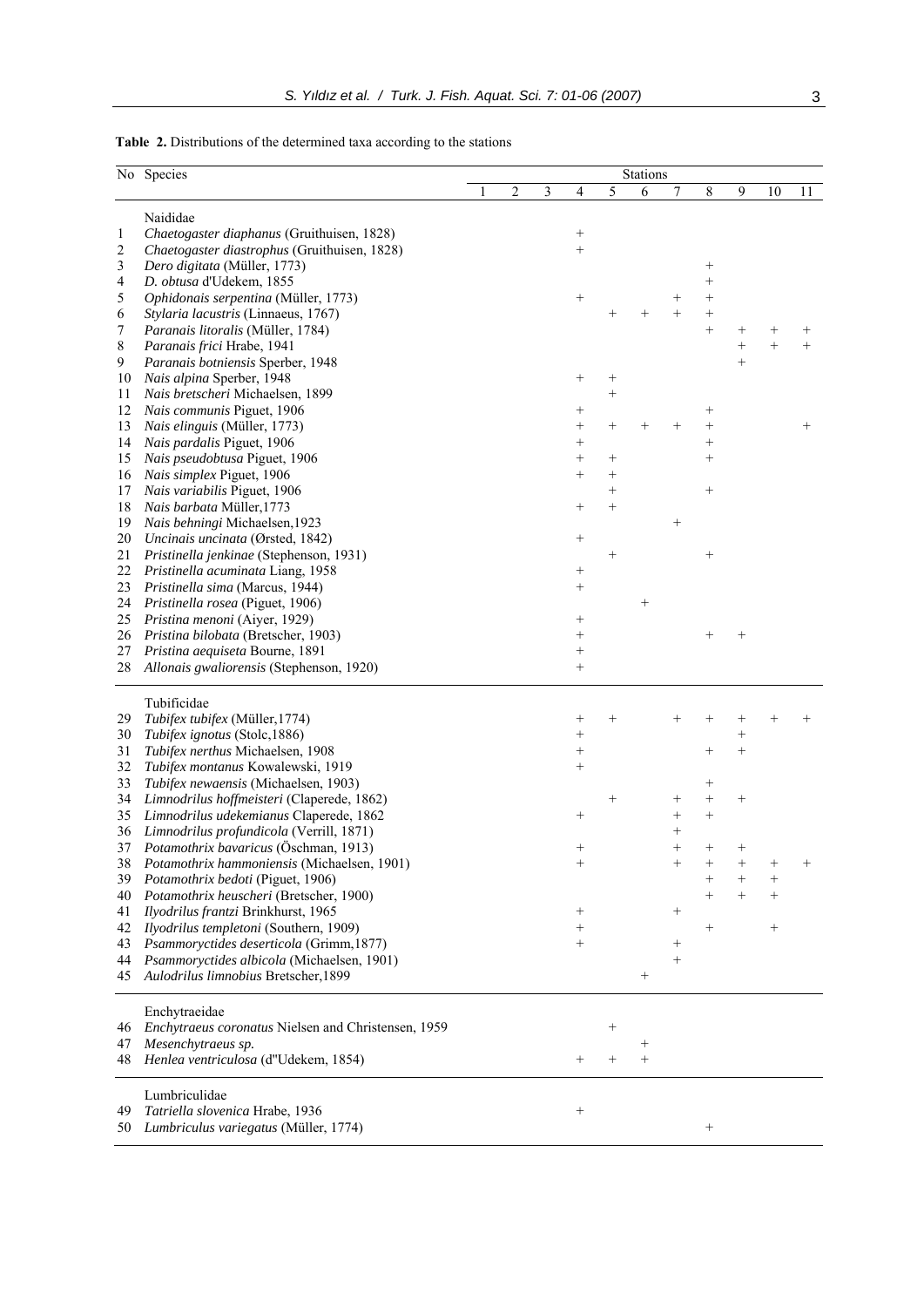**Table 2.** Distributions of the determined taxa according to the stations

| No | Species | Stations | | | | | | | | | | |
|---|---|---|---|---|---|---|---|---|---|---|---|---|
| | | 1 | 2 | 3 | 4 | 5 | 6 | 7 | 8 | 9 | 10 | 11 |
| | Naididae | | | | | | | | | | | |
| 1 | *Chaetogaster diaphanus* (Gruithuisen, 1828) | | | | + | | | | | | | |
| 2 | *Chaetogaster diastrophus* (Gruithuisen, 1828) | | | | + | | | | | | | |
| 3 | *Dero digitata* (Müller, 1773) | | | | | | | | + | | | |
| 4 | *D. obtusa* d'Udekem, 1855 | | | | | | | | + | | | |
| 5 | *Ophidonais serpentina* (Müller, 1773) | | | | + | | | + | + | | | |
| 6 | *Stylaria lacustris* (Linnaeus, 1767) | | | | | + | + | + | + | | | |
| 7 | *Paranais litoralis* (Müller, 1784) | | | | | | | | + | + | + | + |
| 8 | *Paranais frici* Hrabe, 1941 | | | | | | | | | + | + | + |
| 9 | *Paranais botniensis* Sperber, 1948 | | | | | | | | | + | | |
| 10 | *Nais alpina* Sperber, 1948 | | | | + | + | | | | | | |
| 11 | *Nais bretscheri* Michaelsen, 1899 | | | | | + | | | | | | |
| 12 | *Nais communis* Piguet, 1906 | | | | + | | | | + | | | |
| 13 | *Nais elinguis* (Müller, 1773) | | | | + | + | + | + | + | | | + |
| 14 | *Nais pardalis* Piguet, 1906 | | | | + | | | | + | | | |
| 15 | *Nais pseudobtusa* Piguet, 1906 | | | | + | + | | | + | | | |
| 16 | *Nais simplex* Piguet, 1906 | | | | + | + | | | | | | |
| 17 | *Nais variabilis* Piguet, 1906 | | | | | + | | | + | | | |
| 18 | *Nais barbata* Müller,1773 | | | | + | + | | | | | | |
| 19 | *Nais behningi* Michaelsen,1923 | | | | | | | + | | | | |
| 20 | *Uncinais uncinata* (Ørsted, 1842) | | | | + | | | | | | | |
| 21 | *Pristinella jenkinae* (Stephenson, 1931) | | | | | + | | | + | | | |
| 22 | *Pristinella acuminata* Liang, 1958 | | | | + | | | | | | | |
| 23 | *Pristinella sima* (Marcus, 1944) | | | | + | | | | | | | |
| 24 | *Pristinella rosea* (Piguet, 1906) | | | | | | + | | | | | |
| 25 | *Pristina menoni* (Aiyer, 1929) | | | | + | | | | | | | |
| 26 | *Pristina bilobata* (Bretscher, 1903) | | | | + | | | | + | + | | |
| 27 | *Pristina aequiseta* Bourne, 1891 | | | | + | | | | | | | |
| 28 | *Allonais gwaliorensis* (Stephenson, 1920) | | | | + | | | | | | | |
| | Tubificidae | | | | | | | | | | | |
| 29 | *Tubifex tubifex* (Müller,1774) | | | | + | + | | + | + | + | + | + |
| 30 | *Tubifex ignotus* (Stolc,1886) | | | | + | | | | | + | | |
| 31 | *Tubifex nerthus* Michaelsen, 1908 | | | | + | | | | + | + | | |
| 32 | *Tubifex montanus* Kowalewski, 1919 | | | | + | | | | | | | |
| 33 | *Tubifex newaensis* (Michaelsen, 1903) | | | | | | | | + | | | |
| 34 | *Limnodrilus hoffmeisteri* (Claperede, 1862) | | | | | + | | + | + | + | | |
| 35 | *Limnodrilus udekemianus* Claperede, 1862 | | | | + | | | + | + | | | |
| 36 | *Limnodrilus profundicola* (Verrill, 1871) | | | | | | | + | | | | |
| 37 | *Potamothrix bavaricus* (Öschman, 1913) | | | | + | | | + | + | + | | |
| 38 | *Potamothrix hammoniensis* (Michaelsen, 1901) | | | | + | | | + | + | + | + | + |
| 39 | *Potamothrix bedoti* (Piguet, 1906) | | | | | | | | + | + | + | |
| 40 | *Potamothrix heuscheri* (Bretscher, 1900) | | | | | | | | + | + | + | |
| 41 | *Ilyodrilus frantzi* Brinkhurst, 1965 | | | | + | | | + | | | | |
| 42 | *Ilyodrilus templetoni* (Southern, 1909) | | | | + | | | | + | | + | |
| 43 | *Psammoryctides deserticola* (Grimm,1877) | | | | + | | | + | | | | |
| 44 | *Psammoryctides albicola* (Michaelsen, 1901) | | | | | | | + | | | | |
| 45 | *Aulodrilus limnobius* Bretscher,1899 | | | | | | + | | | | | |
| | Enchytraeidae | | | | | | | | | | | |
| 46 | *Enchytraeus coronatus* Nielsen and Christensen, 1959 | | | | | + | | | | | | |
| 47 | *Mesenchytraeus sp.* | | | | | | + | | | | | |
| 48 | *Henlea ventriculosa* (d"Udekem, 1854) | | | | + | + | + | | | | | |
| | Lumbriculidae | | | | | | | | | | | |
| 49 | *Tatriella slovenica* Hrabe, 1936 | | | | + | | | | | | | |
| 50 | *Lumbriculus variegatus* (Müller, 1774) | | | | | | | | + | | | |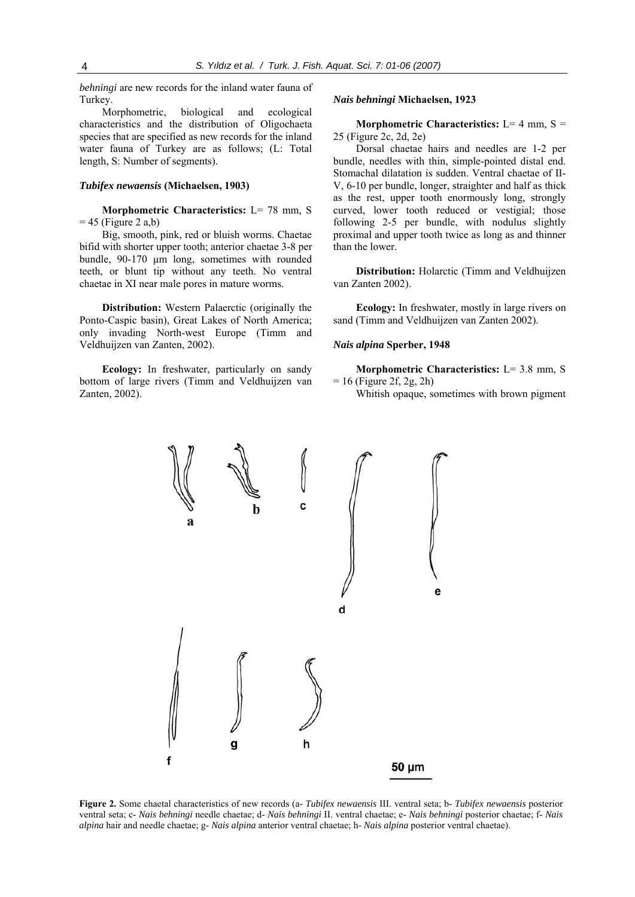*behningi* are new records for the inland water fauna of Turkey.

Morphometric, biological and ecological characteristics and the distribution of Oligochaeta species that are specified as new records for the inland water fauna of Turkey are as follows; (L: Total length, S: Number of segments).

### *Tubifex newaensis* (Michaelsen, 1903)

**Morphometric Characteristics:** L= 78 mm, S = 45 (Figure 2 a,b)

Big, smooth, pink, red or bluish worms. Chaetae bifid with shorter upper tooth; anterior chaetae 3-8 per bundle, 90-170 μm long, sometimes with rounded teeth, or blunt tip without any teeth. No ventral chaetae in XI near male pores in mature worms.

**Distribution:** Western Palaerctic (originally the Ponto-Caspic basin), Great Lakes of North America; only invading North-west Europe (Timm and Veldhuijzen van Zanten, 2002).

**Ecology:** In freshwater, particularly on sandy bottom of large rivers (Timm and Veldhuijzen van Zanten, 2002).

### *Nais behningi* Michaelsen, 1923

**Morphometric Characteristics:** L= 4 mm, S = 25 (Figure 2c, 2d, 2e)

Dorsal chaetae hairs and needles are 1-2 per bundle, needles with thin, simple-pointed distal end. Stomachal dilatation is sudden. Ventral chaetae of II-V, 6-10 per bundle, longer, straighter and half as thick as the rest, upper tooth enormously long, strongly curved, lower tooth reduced or vestigial; those following 2-5 per bundle, with nodulus slightly proximal and upper tooth twice as long as and thinner than the lower.

**Distribution:** Holarctic (Timm and Veldhuijzen van Zanten 2002).

**Ecology:** In freshwater, mostly in large rivers on sand (Timm and Veldhuijzen van Zanten 2002).

### *Nais alpina* Sperber, 1948

**Morphometric Characteristics:** L= 3.8 mm, S = 16 (Figure 2f, 2g, 2h)

Whitish opaque, sometimes with brown pigment

**Figure 2.** Some chaetal characteristics of new records (a- *Tubifex newaensis* III. ventral seta; b- *Tubifex newaensis* posterior ventral seta; c- *Nais behningi* needle chaetae; d- *Nais behningi* II. ventral chaetae; e- *Nais behningi* posterior chaetae; f- *Nais alpina* hair and needle chaetae; g- *Nais alpina* anterior ventral chaetae; h- *Nais alpina* posterior ventral chaetae).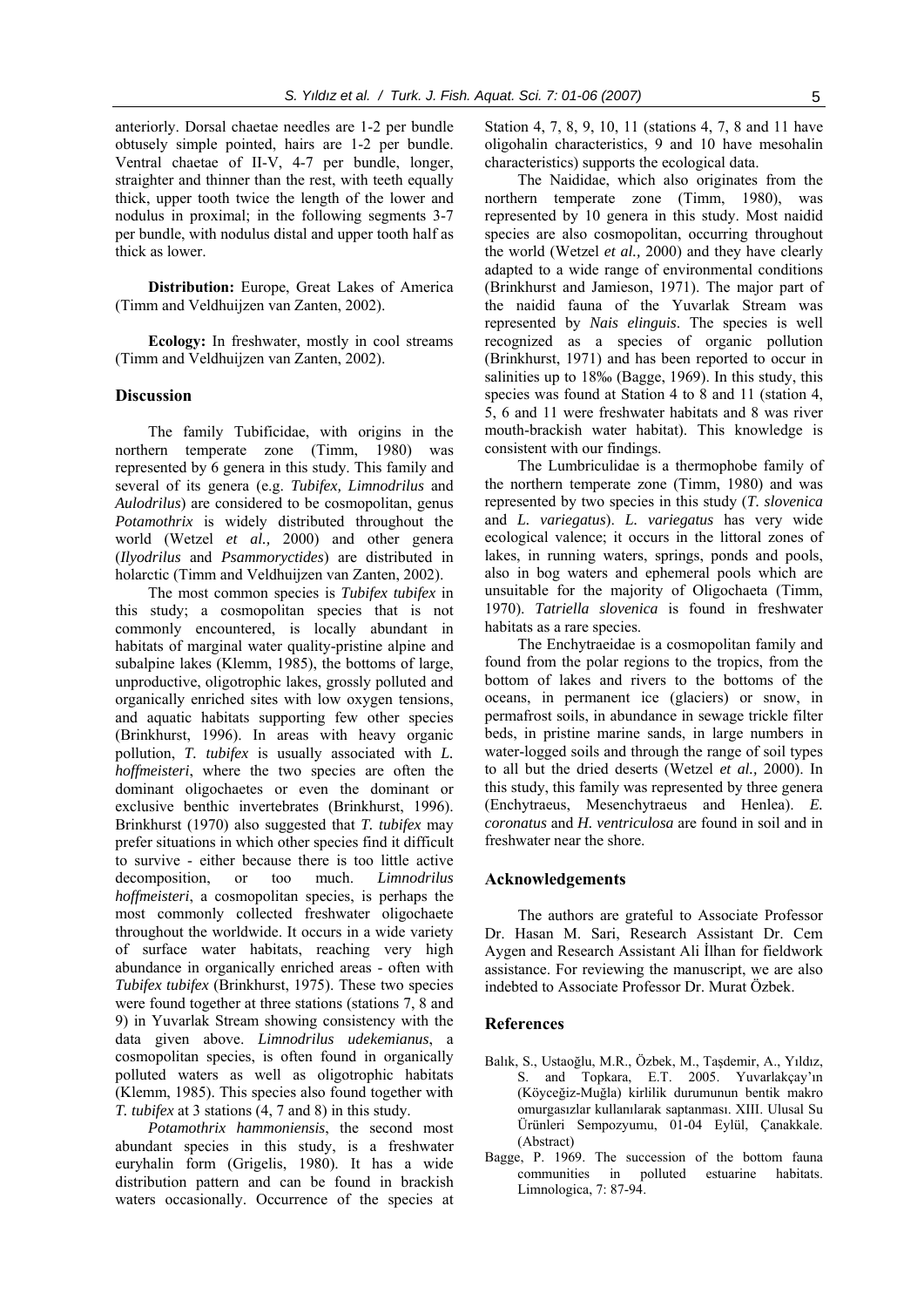anteriorly. Dorsal chaetae needles are 1-2 per bundle obtusely simple pointed, hairs are 1-2 per bundle. Ventral chaetae of II-V, 4-7 per bundle, longer, straighter and thinner than the rest, with teeth equally thick, upper tooth twice the length of the lower and nodulus in proximal; in the following segments 3-7 per bundle, with nodulus distal and upper tooth half as thick as lower.

**Distribution:** Europe, Great Lakes of America (Timm and Veldhuijzen van Zanten, 2002).

**Ecology:** In freshwater, mostly in cool streams (Timm and Veldhuijzen van Zanten, 2002).

## Discussion

The family Tubificidae, with origins in the northern temperate zone (Timm, 1980) was represented by 6 genera in this study. This family and several of its genera (e.g. *Tubifex, Limnodrilus* and *Aulodrilus*) are considered to be cosmopolitan, genus *Potamothrix* is widely distributed throughout the world (Wetzel *et al.,* 2000) and other genera (*Ilyodrilus* and *Psammoryctides*) are distributed in holarctic (Timm and Veldhuijzen van Zanten, 2002).

The most common species is *Tubifex tubifex* in this study; a cosmopolitan species that is not commonly encountered, is locally abundant in habitats of marginal water quality-pristine alpine and subalpine lakes (Klemm, 1985), the bottoms of large, unproductive, oligotrophic lakes, grossly polluted and organically enriched sites with low oxygen tensions, and aquatic habitats supporting few other species (Brinkhurst, 1996). In areas with heavy organic pollution, *T. tubifex* is usually associated with *L. hoffmeisteri*, where the two species are often the dominant oligochaetes or even the dominant or exclusive benthic invertebrates (Brinkhurst, 1996). Brinkhurst (1970) also suggested that *T. tubifex* may prefer situations in which other species find it difficult to survive - either because there is too little active decomposition, or too much. *Limnodrilus hoffmeisteri*, a cosmopolitan species, is perhaps the most commonly collected freshwater oligochaete throughout the worldwide. It occurs in a wide variety of surface water habitats, reaching very high abundance in organically enriched areas - often with *Tubifex tubifex* (Brinkhurst, 1975). These two species were found together at three stations (stations 7, 8 and 9) in Yuvarlak Stream showing consistency with the data given above. *Limnodrilus udekemianus*, a cosmopolitan species, is often found in organically polluted waters as well as oligotrophic habitats (Klemm, 1985). This species also found together with *T. tubifex* at 3 stations (4, 7 and 8) in this study.

*Potamothrix hammoniensis*, the second most abundant species in this study, is a freshwater euryhalin form (Grigelis, 1980). It has a wide distribution pattern and can be found in brackish waters occasionally. Occurrence of the species at Station 4, 7, 8, 9, 10, 11 (stations 4, 7, 8 and 11 have oligohalin characteristics, 9 and 10 have mesohalin characteristics) supports the ecological data.

The Naididae, which also originates from the northern temperate zone (Timm, 1980), was represented by 10 genera in this study. Most naidid species are also cosmopolitan, occurring throughout the world (Wetzel *et al.,* 2000) and they have clearly adapted to a wide range of environmental conditions (Brinkhurst and Jamieson, 1971). The major part of the naidid fauna of the Yuvarlak Stream was represented by *Nais elinguis*. The species is well recognized as a species of organic pollution (Brinkhurst, 1971) and has been reported to occur in salinities up to 18‰ (Bagge, 1969). In this study, this species was found at Station 4 to 8 and 11 (station 4, 5, 6 and 11 were freshwater habitats and 8 was river mouth-brackish water habitat). This knowledge is consistent with our findings.

The Lumbriculidae is a thermophobe family of the northern temperate zone (Timm, 1980) and was represented by two species in this study (*T. slovenica* and *L. variegatus*). *L. variegatus* has very wide ecological valence; it occurs in the littoral zones of lakes, in running waters, springs, ponds and pools, also in bog waters and ephemeral pools which are unsuitable for the majority of Oligochaeta (Timm, 1970). *Tatriella slovenica* is found in freshwater habitats as a rare species.

The Enchytraeidae is a cosmopolitan family and found from the polar regions to the tropics, from the bottom of lakes and rivers to the bottoms of the oceans, in permanent ice (glaciers) or snow, in permafrost soils, in abundance in sewage trickle filter beds, in pristine marine sands, in large numbers in water-logged soils and through the range of soil types to all but the dried deserts (Wetzel *et al.,* 2000). In this study, this family was represented by three genera (Enchytraeus, Mesenchytraeus and Henlea). *E. coronatus* and *H. ventriculosa* are found in soil and in freshwater near the shore.

## Acknowledgements

The authors are grateful to Associate Professor Dr. Hasan M. Sari, Research Assistant Dr. Cem Aygen and Research Assistant Ali İlhan for fieldwork assistance. For reviewing the manuscript, we are also indebted to Associate Professor Dr. Murat Özbek.

## References

Balık, S., Ustaoğlu, M.R., Özbek, M., Taşdemir, A., Yıldız, S. and Topkara, E.T. 2005. Yuvarlakçay'ın (Köyceğiz-Muğla) kirlilik durumunun bentik makro omurgasızlar kullanılarak saptanması. XIII. Ulusal Su Ürünleri Sempozyumu, 01-04 Eylül, Çanakkale. (Abstract)

Bagge, P. 1969. The succession of the bottom fauna communities in polluted estuarine habitats. Limnologica, 7: 87-94.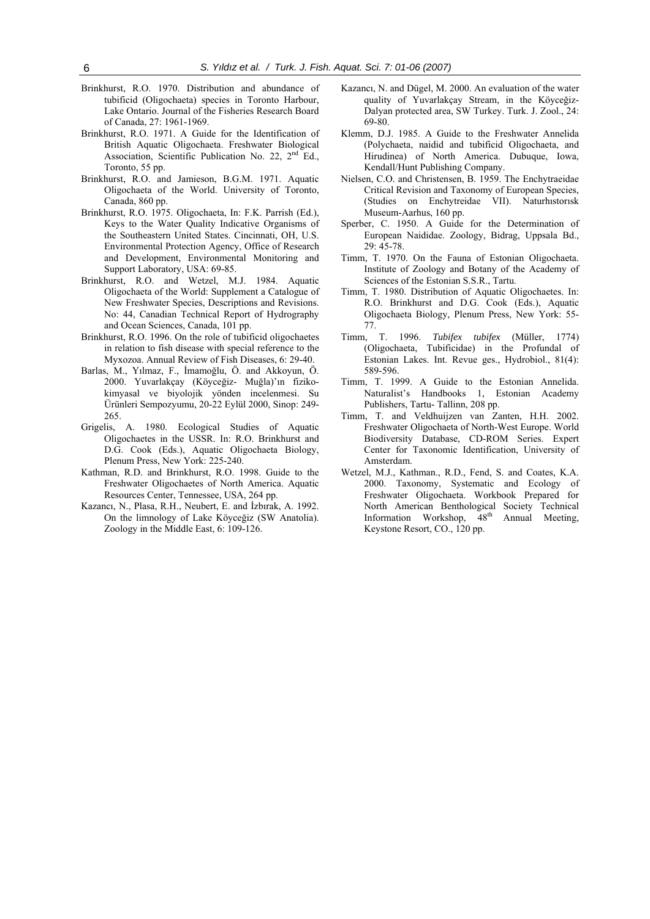Brinkhurst, R.O. 1970. Distribution and abundance of tubificid (Oligochaeta) species in Toronto Harbour, Lake Ontario. Journal of the Fisheries Research Board of Canada, 27: 1961-1969.

Brinkhurst, R.O. 1971. A Guide for the Identification of British Aquatic Oligochaeta. Freshwater Biological Association, Scientific Publication No. 22, 2nd Ed., Toronto, 55 pp.

Brinkhurst, R.O. and Jamieson, B.G.M. 1971. Aquatic Oligochaeta of the World. University of Toronto, Canada, 860 pp.

Brinkhurst, R.O. 1975. Oligochaeta, In: F.K. Parrish (Ed.), Keys to the Water Quality Indicative Organisms of the Southeastern United States. Cincinnati, OH, U.S. Environmental Protection Agency, Office of Research and Development, Environmental Monitoring and Support Laboratory, USA: 69-85.

Brinkhurst, R.O. and Wetzel, M.J. 1984. Aquatic Oligochaeta of the World: Supplement a Catalogue of New Freshwater Species, Descriptions and Revisions. No: 44, Canadian Technical Report of Hydrography and Ocean Sciences, Canada, 101 pp.

Brinkhurst, R.O. 1996. On the role of tubificid oligochaetes in relation to fish disease with special reference to the Myxozoa. Annual Review of Fish Diseases, 6: 29-40.

Barlas, M., Yılmaz, F., İmamoğlu, Ö. and Akkoyun, Ö. 2000. Yuvarlakçay (Köyceğiz- Muğla)'ın fiziko-kimyasal ve biyolojik yönden incelenmesi. Su Ürünleri Sempozyumu, 20-22 Eylül 2000, Sinop: 249-265.

Grigelis, A. 1980. Ecological Studies of Aquatic Oligochaetes in the USSR. In: R.O. Brinkhurst and D.G. Cook (Eds.), Aquatic Oligochaeta Biology, Plenum Press, New York: 225-240.

Kathman, R.D. and Brinkhurst, R.O. 1998. Guide to the Freshwater Oligochaetes of North America. Aquatic Resources Center, Tennessee, USA, 264 pp.

Kazancı, N., Plasa, R.H., Neubert, E. and İzbırak, A. 1992. On the limnology of Lake Köyceğiz (SW Anatolia). Zoology in the Middle East, 6: 109-126.

Kazancı, N. and Dügel, M. 2000. An evaluation of the water quality of Yuvarlakçay Stream, in the Köyceğiz-Dalyan protected area, SW Turkey. Turk. J. Zool., 24: 69-80.

Klemm, D.J. 1985. A Guide to the Freshwater Annelida (Polychaeta, naidid and tubificid Oligochaeta, and Hirudinea) of North America. Dubuque, Iowa, Kendall/Hunt Publishing Company.

Nielsen, C.O. and Christensen, B. 1959. The Enchytraeidae Critical Revision and Taxonomy of European Species, (Studies on Enchytreidae VII). Naturhıstorısk Museum-Aarhus, 160 pp.

Sperber, C. 1950. A Guide for the Determination of European Naididae. Zoology, Bidrag, Uppsala Bd., 29: 45-78.

Timm, T. 1970. On the Fauna of Estonian Oligochaeta. Institute of Zoology and Botany of the Academy of Sciences of the Estonian S.S.R., Tartu.

Timm, T. 1980. Distribution of Aquatic Oligochaetes. In: R.O. Brinkhurst and D.G. Cook (Eds.), Aquatic Oligochaeta Biology, Plenum Press, New York: 55-77.

Timm, T. 1996. *Tubifex tubifex* (Müller, 1774) (Oligochaeta, Tubificidae) in the Profundal of Estonian Lakes. Int. Revue ges., Hydrobiol., 81(4): 589-596.

Timm, T. 1999. A Guide to the Estonian Annelida. Naturalist's Handbooks 1, Estonian Academy Publishers, Tartu- Tallinn, 208 pp.

Timm, T. and Veldhuijzen van Zanten, H.H. 2002. Freshwater Oligochaeta of North-West Europe. World Biodiversity Database, CD-ROM Series. Expert Center for Taxonomic Identification, University of Amsterdam.

Wetzel, M.J., Kathman., R.D., Fend, S. and Coates, K.A. 2000. Taxonomy, Systematic and Ecology of Freshwater Oligochaeta. Workbook Prepared for North American Benthological Society Technical Information Workshop, 48th Annual Meeting, Keystone Resort, CO., 120 pp.